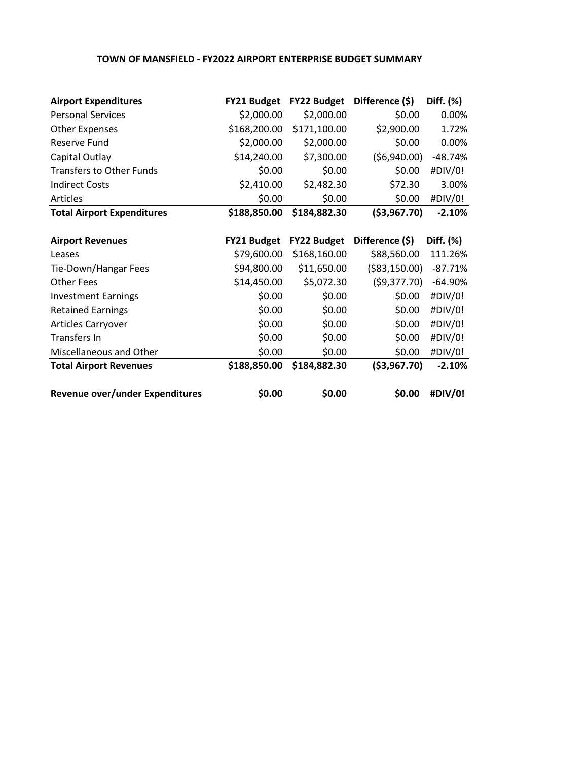# TOWN OF MANSFIELD - FY2022 AIRPORT ENTERPRISE BUDGET SUMMARY

| **Airport Expenditures** | **FY21 Budget** | **FY22 Budget** | **Difference ($)** | **Diff. (%)** |
|---|---|---|---|---|
| Personal Services | $2,000.00 | $2,000.00 | $0.00 | 0.00% |
| Other Expenses | $168,200.00 | $171,100.00 | $2,900.00 | 1.72% |
| Reserve Fund | $2,000.00 | $2,000.00 | $0.00 | 0.00% |
| Capital Outlay | $14,240.00 | $7,300.00 | ($6,940.00) | -48.74% |
| Transfers to Other Funds | $0.00 | $0.00 | $0.00 | #DIV/0! |
| Indirect Costs | $2,410.00 | $2,482.30 | $72.30 | 3.00% |
| Articles | $0.00 | $0.00 | $0.00 | #DIV/0! |
| **Total Airport Expenditures** | **$188,850.00** | **$184,882.30** | **($3,967.70)** | **-2.10%** |

| **Airport Revenues** | **FY21 Budget** | **FY22 Budget** | **Difference ($)** | **Diff. (%)** |
|---|---|---|---|---|
| Leases | $79,600.00 | $168,160.00 | $88,560.00 | 111.26% |
| Tie-Down/Hangar Fees | $94,800.00 | $11,650.00 | ($83,150.00) | -87.71% |
| Other Fees | $14,450.00 | $5,072.30 | ($9,377.70) | -64.90% |
| Investment Earnings | $0.00 | $0.00 | $0.00 | #DIV/0! |
| Retained Earnings | $0.00 | $0.00 | $0.00 | #DIV/0! |
| Articles Carryover | $0.00 | $0.00 | $0.00 | #DIV/0! |
| Transfers In | $0.00 | $0.00 | $0.00 | #DIV/0! |
| Miscellaneous and Other | $0.00 | $0.00 | $0.00 | #DIV/0! |
| **Total Airport Revenues** | **$188,850.00** | **$184,882.30** | **($3,967.70)** | **-2.10%** |
| | | | | |
| **Revenue over/under Expenditures** | **$0.00** | **$0.00** | **$0.00** | **#DIV/0!** |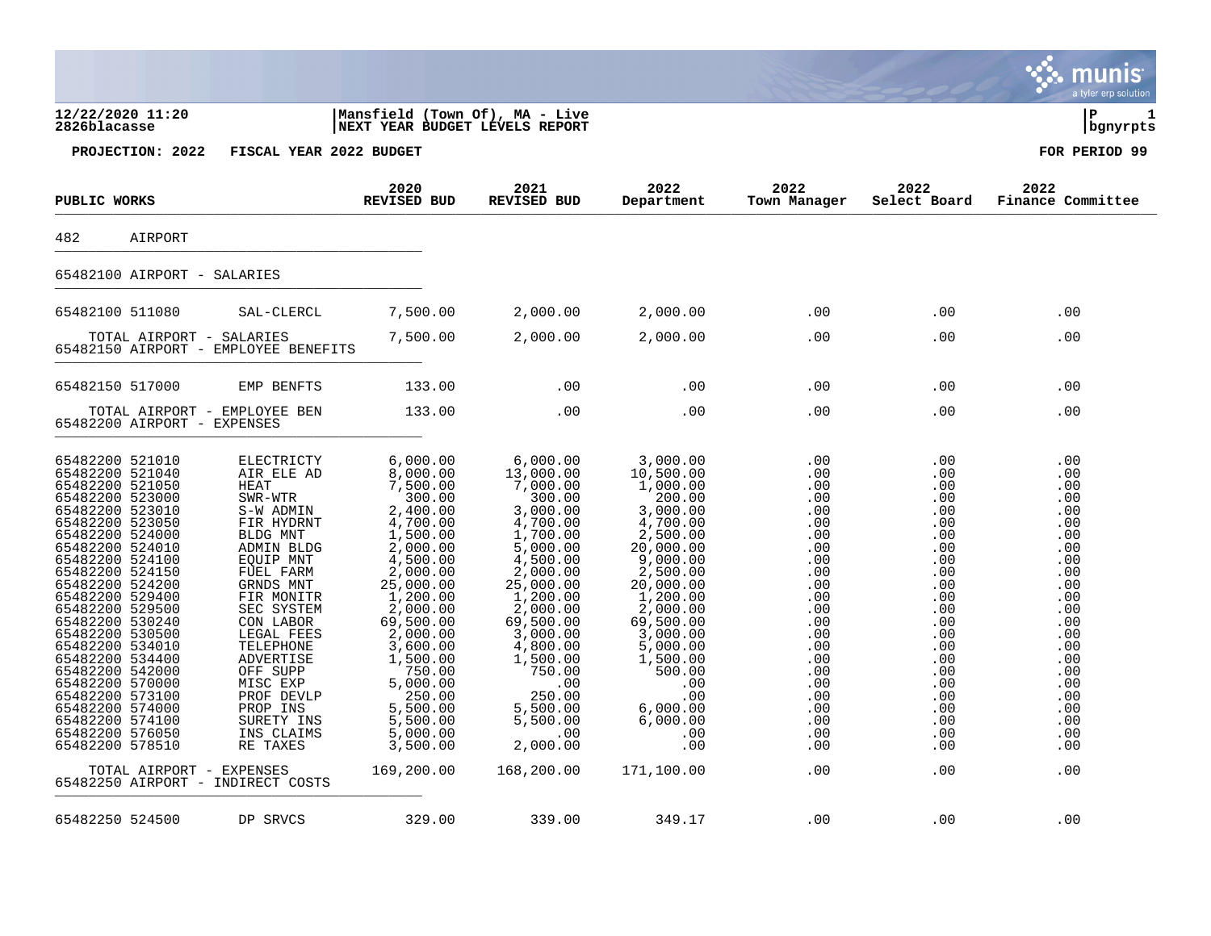12/22/2020 11:20 | Mansfield (Town Of), MA - Live
2826blacasse | NEXT YEAR BUDGET LEVELS REPORT

**PROJECTION: 2022 FISCAL YEAR 2022 BUDGET** — **FOR PERIOD 99**

| PUBLIC WORKS | | 2020 REVISED BUD | 2021 REVISED BUD | 2022 Department | 2022 Town Manager | 2022 Select Board | 2022 Finance Committee |
|---|---|---|---|---|---|---|---|
| 482 AIRPORT | | | | | | | |
| 65482100 AIRPORT - SALARIES | | | | | | | |
| 65482100 511080 | SAL-CLERCL | 7,500.00 | 2,000.00 | 2,000.00 | .00 | .00 | .00 |
| TOTAL AIRPORT - SALARIES | | 7,500.00 | 2,000.00 | 2,000.00 | .00 | .00 | .00 |
| 65482150 AIRPORT - EMPLOYEE BENEFITS | | | | | | | |
| 65482150 517000 | EMP BENFTS | 133.00 | .00 | .00 | .00 | .00 | .00 |
| TOTAL AIRPORT - EMPLOYEE BEN | | 133.00 | .00 | .00 | .00 | .00 | .00 |
| 65482200 AIRPORT - EXPENSES | | | | | | | |
| 65482200 521010 | ELECTRICTY | 6,000.00 | 6,000.00 | 3,000.00 | .00 | .00 | .00 |
| 65482200 521040 | AIR ELE AD | 8,000.00 | 13,000.00 | 10,500.00 | .00 | .00 | .00 |
| 65482200 521050 | HEAT | 7,500.00 | 7,000.00 | 1,000.00 | .00 | .00 | .00 |
| 65482200 523000 | SWR-WTR | 300.00 | 300.00 | 200.00 | .00 | .00 | .00 |
| 65482200 523010 | S-W ADMIN | 2,400.00 | 3,000.00 | 3,000.00 | .00 | .00 | .00 |
| 65482200 523050 | FIR HYDRNT | 4,700.00 | 4,700.00 | 4,700.00 | .00 | .00 | .00 |
| 65482200 524000 | BLDG MNT | 1,500.00 | 1,700.00 | 2,500.00 | .00 | .00 | .00 |
| 65482200 524010 | ADMIN BLDG | 2,000.00 | 5,000.00 | 20,000.00 | .00 | .00 | .00 |
| 65482200 524100 | EQUIP MNT | 4,500.00 | 4,500.00 | 9,000.00 | .00 | .00 | .00 |
| 65482200 524150 | FUEL FARM | 2,000.00 | 2,000.00 | 2,500.00 | .00 | .00 | .00 |
| 65482200 524200 | GRNDS MNT | 25,000.00 | 25,000.00 | 20,000.00 | .00 | .00 | .00 |
| 65482200 529400 | FIR MONITR | 1,200.00 | 1,200.00 | 1,200.00 | .00 | .00 | .00 |
| 65482200 529500 | SEC SYSTEM | 2,000.00 | 2,000.00 | 2,000.00 | .00 | .00 | .00 |
| 65482200 530240 | CON LABOR | 69,500.00 | 69,500.00 | 69,500.00 | .00 | .00 | .00 |
| 65482200 530500 | LEGAL FEES | 2,000.00 | 3,000.00 | 3,000.00 | .00 | .00 | .00 |
| 65482200 534010 | TELEPHONE | 3,600.00 | 4,800.00 | 5,000.00 | .00 | .00 | .00 |
| 65482200 534400 | ADVERTISE | 1,500.00 | 1,500.00 | 1,500.00 | .00 | .00 | .00 |
| 65482200 542000 | OFF SUPP | 750.00 | 750.00 | 500.00 | .00 | .00 | .00 |
| 65482200 570000 | MISC EXP | 5,000.00 | .00 | .00 | .00 | .00 | .00 |
| 65482200 573100 | PROF DEVLP | 250.00 | 250.00 | .00 | .00 | .00 | .00 |
| 65482200 574000 | PROP INS | 5,500.00 | 5,500.00 | 6,000.00 | .00 | .00 | .00 |
| 65482200 574100 | SURETY INS | 5,500.00 | 5,500.00 | 6,000.00 | .00 | .00 | .00 |
| 65482200 576050 | INS CLAIMS | 5,000.00 | .00 | .00 | .00 | .00 | .00 |
| 65482200 578510 | RE TAXES | 3,500.00 | 2,000.00 | .00 | .00 | .00 | .00 |
| TOTAL AIRPORT - EXPENSES | | 169,200.00 | 168,200.00 | 171,100.00 | .00 | .00 | .00 |
| 65482250 AIRPORT - INDIRECT COSTS | | | | | | | |
| 65482250 524500 | DP SRVCS | 329.00 | 339.00 | 349.17 | .00 | .00 | .00 |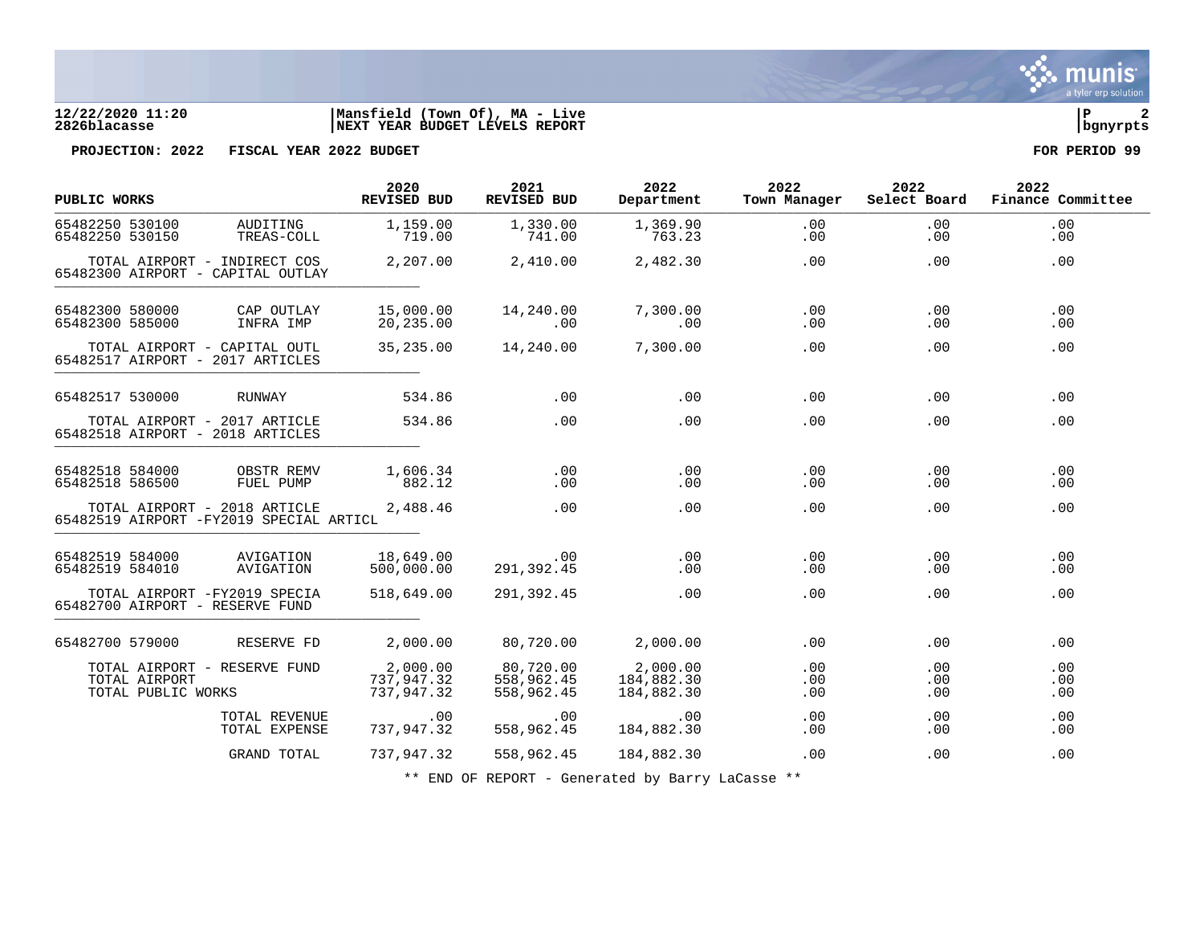**12/22/2020 11:20** | **Mansfield (Town Of), MA - Live**
**2826blacasse** | **NEXT YEAR BUDGET LEVELS REPORT** | **bgnyrpts**

**PROJECTION: 2022 FISCAL YEAR 2022 BUDGET** | **FOR PERIOD 99**

| PUBLIC WORKS | | 2020 REVISED BUD | 2021 REVISED BUD | 2022 Department | 2022 Town Manager | 2022 Select Board | 2022 Finance Committee |
|---|---|---|---|---|---|---|---|
| 65482250 530100 | AUDITING | 1,159.00 | 1,330.00 | 1,369.90 | .00 | .00 | .00 |
| 65482250 530150 | TREAS-COLL | 719.00 | 741.00 | 763.23 | .00 | .00 | .00 |
| TOTAL AIRPORT - INDIRECT COS | | 2,207.00 | 2,410.00 | 2,482.30 | .00 | .00 | .00 |
| 65482300 AIRPORT - CAPITAL OUTLAY | | | | | | | |
| 65482300 580000 | CAP OUTLAY | 15,000.00 | 14,240.00 | 7,300.00 | .00 | .00 | .00 |
| 65482300 585000 | INFRA IMP | 20,235.00 | .00 | .00 | .00 | .00 | .00 |
| TOTAL AIRPORT - CAPITAL OUTL | | 35,235.00 | 14,240.00 | 7,300.00 | .00 | .00 | .00 |
| 65482517 AIRPORT - 2017 ARTICLES | | | | | | | |
| 65482517 530000 | RUNWAY | 534.86 | .00 | .00 | .00 | .00 | .00 |
| TOTAL AIRPORT - 2017 ARTICLE | | 534.86 | .00 | .00 | .00 | .00 | .00 |
| 65482518 AIRPORT - 2018 ARTICLES | | | | | | | |
| 65482518 584000 | OBSTR REMV | 1,606.34 | .00 | .00 | .00 | .00 | .00 |
| 65482518 586500 | FUEL PUMP | 882.12 | .00 | .00 | .00 | .00 | .00 |
| TOTAL AIRPORT - 2018 ARTICLE | | 2,488.46 | .00 | .00 | .00 | .00 | .00 |
| 65482519 AIRPORT -FY2019 SPECIAL ARTICL | | | | | | | |
| 65482519 584000 | AVIGATION | 18,649.00 | .00 | .00 | .00 | .00 | .00 |
| 65482519 584010 | AVIGATION | 500,000.00 | 291,392.45 | .00 | .00 | .00 | .00 |
| TOTAL AIRPORT -FY2019 SPECIA | | 518,649.00 | 291,392.45 | .00 | .00 | .00 | .00 |
| 65482700 AIRPORT - RESERVE FUND | | | | | | | |
| 65482700 579000 | RESERVE FD | 2,000.00 | 80,720.00 | 2,000.00 | .00 | .00 | .00 |
| TOTAL AIRPORT - RESERVE FUND | | 2,000.00 | 80,720.00 | 2,000.00 | .00 | .00 | .00 |
| TOTAL AIRPORT | | 737,947.32 | 558,962.45 | 184,882.30 | .00 | .00 | .00 |
| TOTAL PUBLIC WORKS | | 737,947.32 | 558,962.45 | 184,882.30 | .00 | .00 | .00 |
| | TOTAL REVENUE | .00 | .00 | .00 | .00 | .00 | .00 |
| | TOTAL EXPENSE | 737,947.32 | 558,962.45 | 184,882.30 | .00 | .00 | .00 |
| | GRAND TOTAL | 737,947.32 | 558,962.45 | 184,882.30 | .00 | .00 | .00 |

** END OF REPORT - Generated by Barry LaCasse **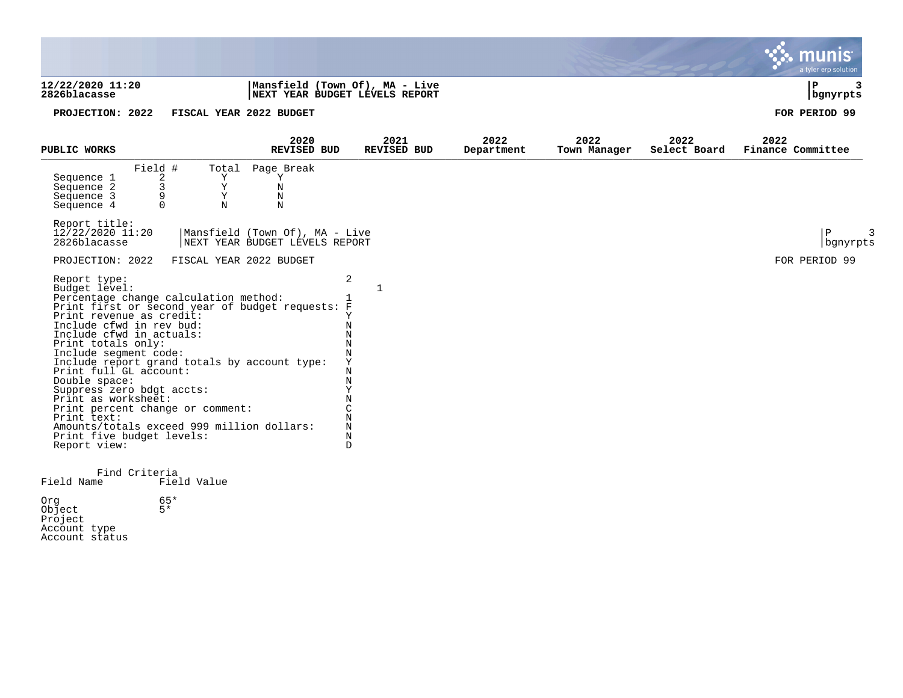**PROJECTION: 2022 FISCAL YEAR 2022 BUDGET** **FOR PERIOD 99**

| PUBLIC WORKS | 2020 REVISED BUD | 2021 REVISED BUD | 2022 Department | 2022 Town Manager | 2022 Select Board | 2022 Finance Committee |
|---|---|---|---|---|---|---|

| | Field # | Total | Page Break |
|---|---|---|---|
| Sequence 1 | 2 | Y | Y |
| Sequence 2 | 3 | Y | N |
| Sequence 3 | 9 | Y | N |
| Sequence 4 | 0 | N | N |

Report title:
12/22/2020 11:20 |Mansfield (Town Of), MA - Live |P 3
2826blacasse |NEXT YEAR BUDGET LEVELS REPORT |bgnyrpts

PROJECTION: 2022 FISCAL YEAR 2022 BUDGET FOR PERIOD 99

| | |
|---|---|
| Report type: | 2 |
| Budget level: | 1 |
| Percentage change calculation method: | 1 |
| Print first or second year of budget requests: | F |
| Print revenue as credit: | Y |
| Include cfwd in rev bud: | N |
| Include cfwd in actuals: | N |
| Print totals only: | N |
| Include segment code: | N |
| Include report grand totals by account type: | Y |
| Print full GL account: | N |
| Double space: | N |
| Suppress zero bdgt accts: | Y |
| Print as worksheet: | N |
| Print percent change or comment: | C |
| Print text: | N |
| Amounts/totals exceed 999 million dollars: | N |
| Print five budget levels: | N |
| Report view: | D |

Find Criteria

| Field Name | Field Value |
|---|---|
| Org | 65* |
| Object | 5* |
| Project | |
| Account type | |
| Account status | |